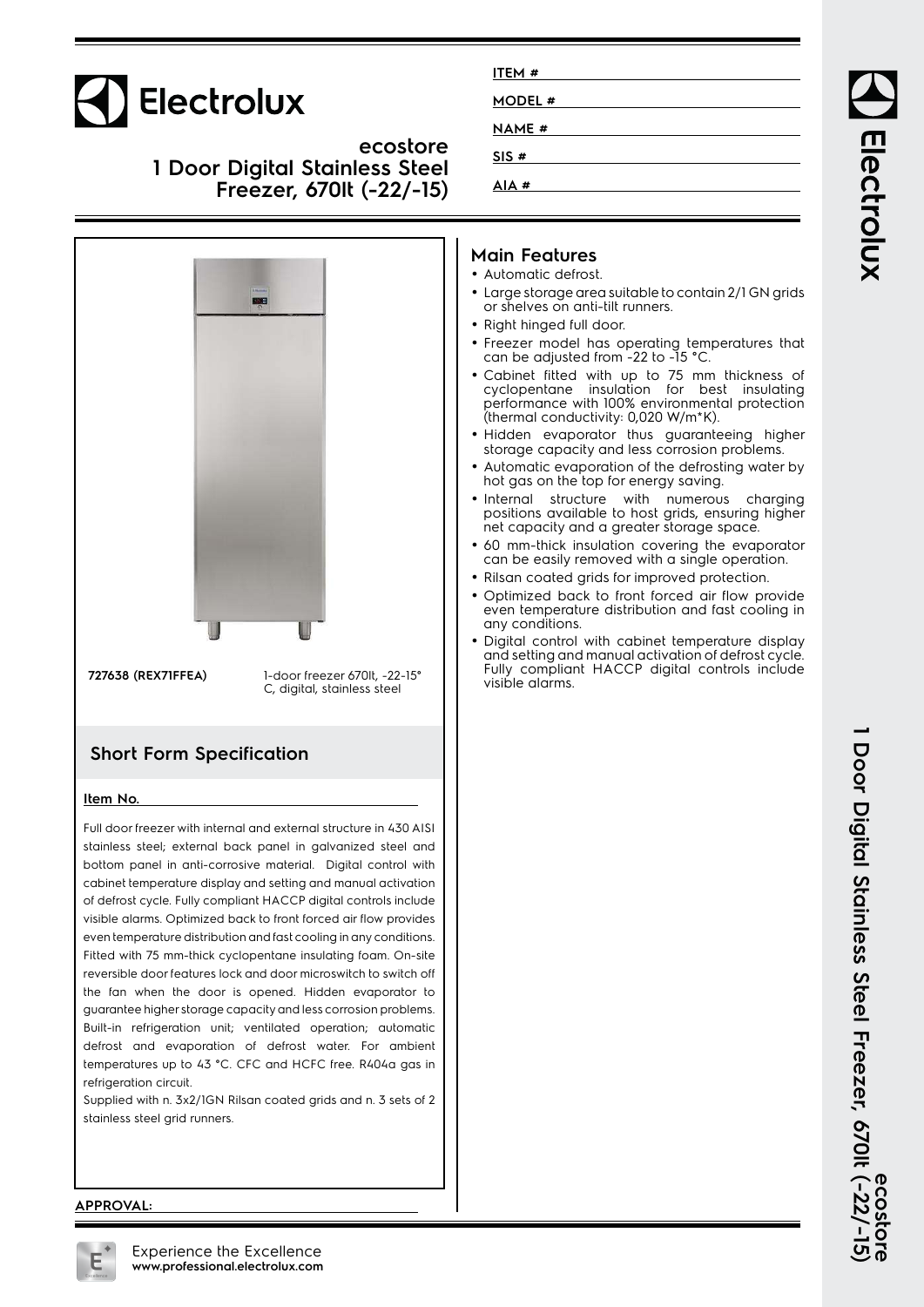# Electrolux

## ecostore 1 Door Digital Stainless Steel Freezer, 670lt (-22/-15)

| | |
|---|---|
| ITEM # | |
| MODEL # | |
| NAME # | |
| SIS # | |
| AIA # | |

**727638 (REX71FFEA)** 1-door freezer 670lt, -22-15° C, digital, stainless steel

## Short Form Specification

**Item No.**

Full door freezer with internal and external structure in 430 AISI stainless steel; external back panel in galvanized steel and bottom panel in anti-corrosive material. Digital control with cabinet temperature display and setting and manual activation of defrost cycle. Fully compliant HACCP digital controls include visible alarms. Optimized back to front forced air flow provides even temperature distribution and fast cooling in any conditions. Fitted with 75 mm-thick cyclopentane insulating foam. On-site reversible door features lock and door microswitch to switch off the fan when the door is opened. Hidden evaporator to guarantee higher storage capacity and less corrosion problems. Built-in refrigeration unit; ventilated operation; automatic defrost and evaporation of defrost water. For ambient temperatures up to 43 °C. CFC and HCFC free. R404a gas in refrigeration circuit.

Supplied with n. 3x2/1GN Rilsan coated grids and n. 3 sets of 2 stainless steel grid runners.

## Main Features

- Automatic defrost.
- Large storage area suitable to contain 2/1 GN grids or shelves on anti-tilt runners.
- Right hinged full door.
- Freezer model has operating temperatures that can be adjusted from -22 to -15 °C.
- Cabinet fitted with up to 75 mm thickness of cyclopentane insulation for best insulating performance with 100% environmental protection (thermal conductivity: 0,020 W/m*K).
- Hidden evaporator thus guaranteeing higher storage capacity and less corrosion problems.
- Automatic evaporation of the defrosting water by hot gas on the top for energy saving.
- Internal structure with numerous charging positions available to host grids, ensuring higher net capacity and a greater storage space.
- 60 mm-thick insulation covering the evaporator can be easily removed with a single operation.
- Rilsan coated grids for improved protection.
- Optimized back to front forced air flow provide even temperature distribution and fast cooling in any conditions.
- Digital control with cabinet temperature display and setting and manual activation of defrost cycle. Fully compliant HACCP digital controls include visible alarms.

**APPROVAL:**

Experience the Excellence
**www.professional.electrolux.com**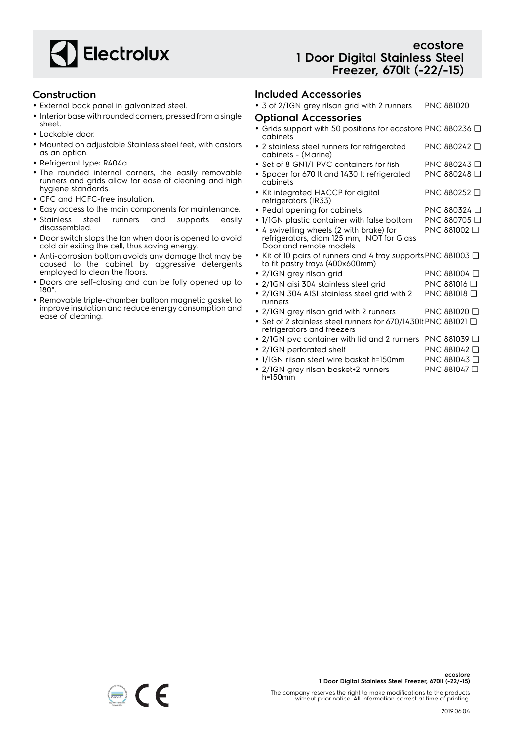# ecostore 1 Door Digital Stainless Steel Freezer, 670lt (-22/-15)

## Construction

- External back panel in galvanized steel.
- Interior base with rounded corners, pressed from a single sheet.
- Lockable door.
- Mounted on adjustable Stainless steel feet, with castors as an option.
- Refrigerant type: R404a.
- The rounded internal corners, the easily removable runners and grids allow for ease of cleaning and high hygiene standards.
- CFC and HCFC-free insulation.
- Easy access to the main components for maintenance.
- Stainless steel runners and supports easily disassembled.
- Door switch stops the fan when door is opened to avoid cold air exiting the cell, thus saving energy.
- Anti-corrosion bottom avoids any damage that may be caused to the cabinet by aggressive detergents employed to clean the floors.
- Doors are self-closing and can be fully opened up to 180°.
- Removable triple-chamber balloon magnetic gasket to improve insulation and reduce energy consumption and ease of cleaning.

## Included Accessories

- 3 of 2/1GN grey rilsan grid with 2 runners PNC 881020

## Optional Accessories

- Grids support with 50 positions for ecostore cabinets PNC 880236 ❑
- 2 stainless steel runners for refrigerated cabinets - (Marine) PNC 880242 ❑
- Set of 8 GN1/1 PVC containers for fish PNC 880243 ❑
- Spacer for 670 lt and 1430 lt refrigerated cabinets PNC 880248 ❑
- Kit integrated HACCP for digital refrigerators (IR33) PNC 880252 ❑
- Pedal opening for cabinets PNC 880324 ❑
- 1/1GN plastic container with false bottom PNC 880705 ❑
- 4 swivelling wheels (2 with brake) for refrigerators, diam 125 mm, NOT for Glass Door and remote models PNC 881002 ❑
- Kit of 10 pairs of runners and 4 tray supports to fit pastry trays (400x600mm) PNC 881003 ❑
- 2/1GN grey rilsan grid PNC 881004 ❑
- 2/1GN aisi 304 stainless steel grid PNC 881016 ❑
- 2/1GN 304 AISI stainless steel grid with 2 runners PNC 881018 ❑
- 2/1GN grey rilsan grid with 2 runners PNC 881020 ❑
- Set of 2 stainless steel runners for 670/1430lt refrigerators and freezers PNC 881021 ❑
- 2/1GN pvc container with lid and 2 runners PNC 881039 ❑
- 2/1GN perforated shelf PNC 881042 ❑
- 1/1GN rilsan steel wire basket h=150mm PNC 881043 ❑
- 2/1GN grey rilsan basket+2 runners h=150mm PNC 881047 ❑

The company reserves the right to make modifications to the products without prior notice. All information correct at time of printing.

2019.06.04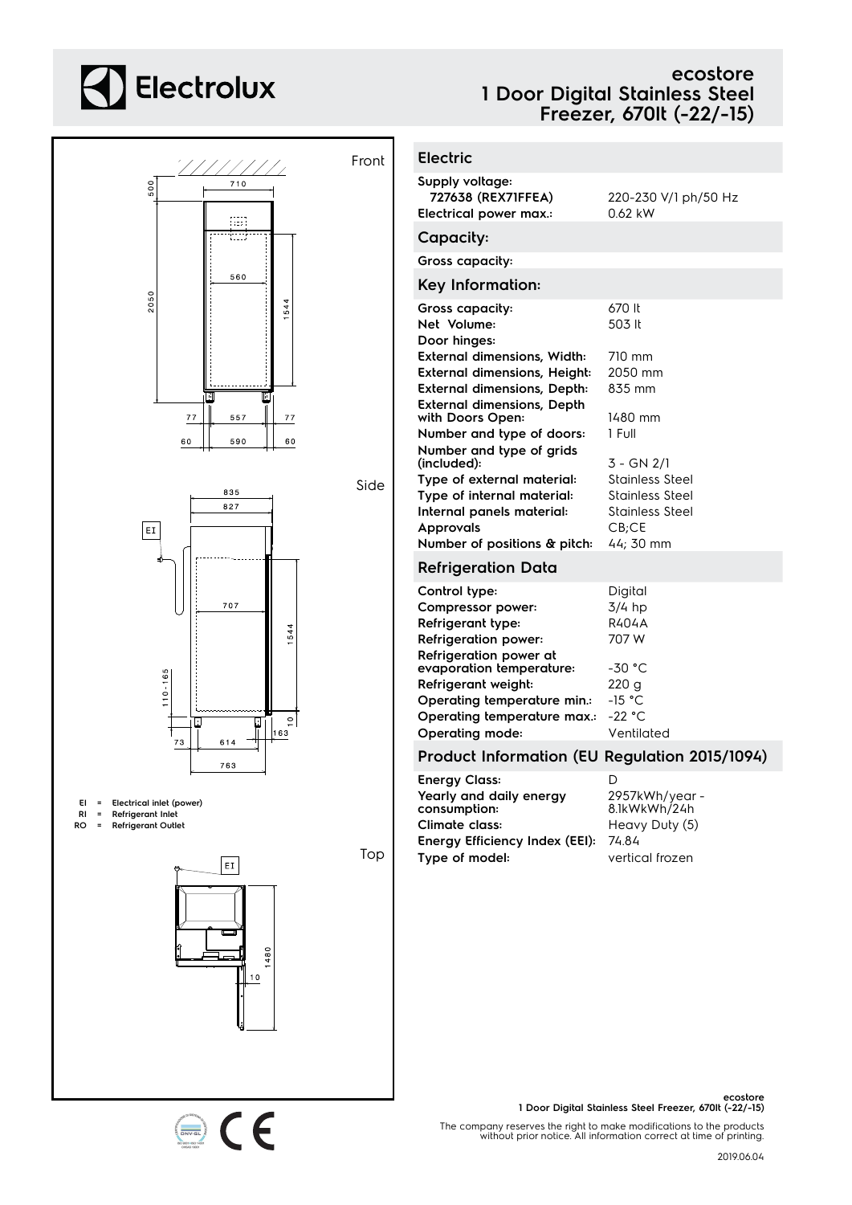# Electrolux

## ecostore 1 Door Digital Stainless Steel Freezer, 670lt (-22/-15)

Front

Side

Top

EI = Electrical inlet (power)
RI = Refrigerant Inlet
RO = Refrigerant Outlet

## Electric

| | |
|---|---|
| **Supply voltage:** | |
| **727638 (REX71FFEA)** | 220-230 V/1 ph/50 Hz |
| **Electrical power max.:** | 0.62 kW |

## Capacity:

**Gross capacity:**

## Key Information:

| | |
|---|---|
| **Gross capacity:** | 670 lt |
| **Net Volume:** | 503 lt |
| **Door hinges:** | |
| **External dimensions, Width:** | 710 mm |
| **External dimensions, Height:** | 2050 mm |
| **External dimensions, Depth:** | 835 mm |
| **External dimensions, Depth with Doors Open:** | 1480 mm |
| **Number and type of doors:** | 1 Full |
| **Number and type of grids (included):** | 3 - GN 2/1 |
| **Type of external material:** | Stainless Steel |
| **Type of internal material:** | Stainless Steel |
| **Internal panels material:** | Stainless Steel |
| **Approvals** | CB;CE |
| **Number of positions & pitch:** | 44; 30 mm |

## Refrigeration Data

| | |
|---|---|
| **Control type:** | Digital |
| **Compressor power:** | 3/4 hp |
| **Refrigerant type:** | R404A |
| **Refrigeration power:** | 707 W |
| **Refrigeration power at evaporation temperature:** | -30 °C |
| **Refrigerant weight:** | 220 g |
| **Operating temperature min.:** | -15 °C |
| **Operating temperature max.:** | -22 °C |
| **Operating mode:** | Ventilated |

## Product Information (EU Regulation 2015/1094)

| | |
|---|---|
| **Energy Class:** | D |
| **Yearly and daily energy consumption:** | 2957kWh/year - 8.1kWkWh/24h |
| **Climate class:** | Heavy Duty (5) |
| **Energy Efficiency Index (EEI):** | 74.84 |
| **Type of model:** | vertical frozen |

**ecostore 1 Door Digital Stainless Steel Freezer, 670lt (-22/-15)**

The company reserves the right to make modifications to the products without prior notice. All information correct at time of printing.

2019.06.04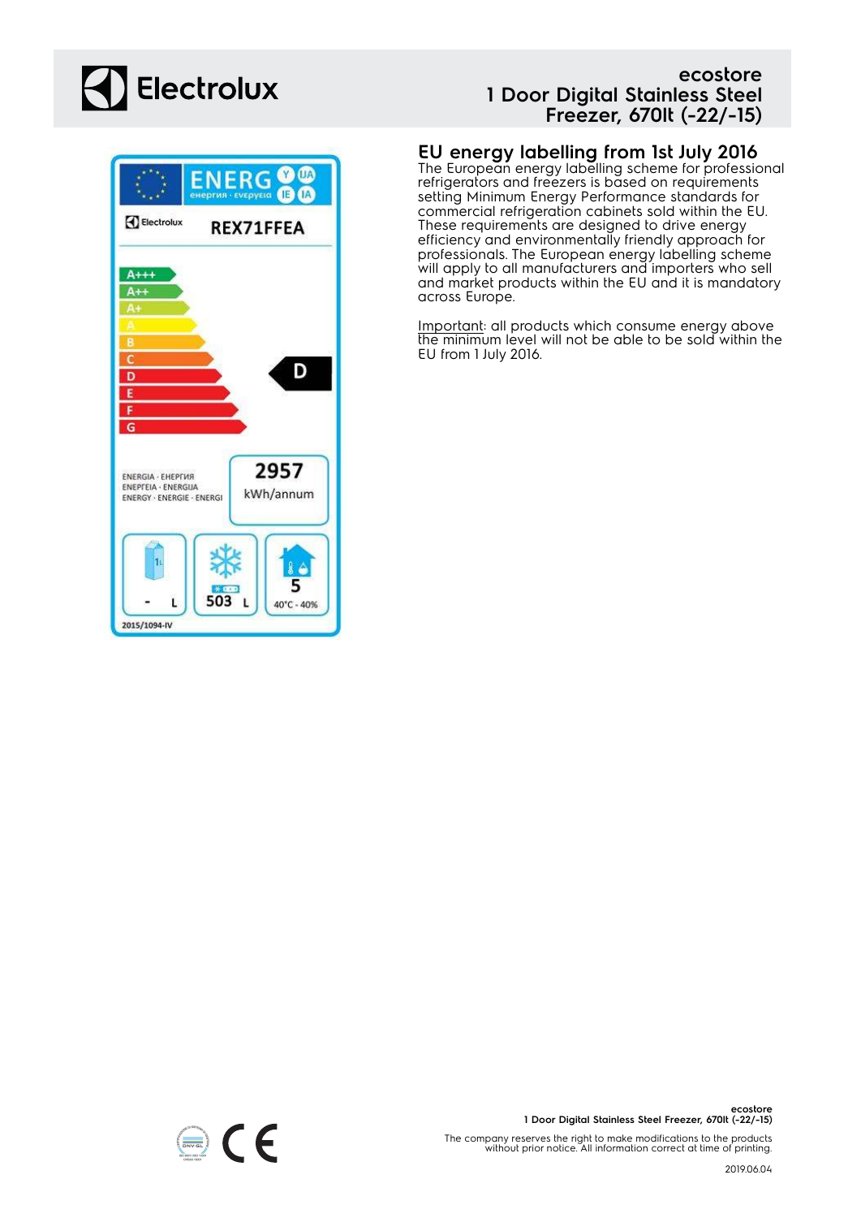# Electrolux

**ecostore**
**1 Door Digital Stainless Steel Freezer, 670lt (-22/-15)**

ENERG

Electrolux REX71FFEA

A+++
A++
A+
A
B
C
D
E
F
G

D

ENERGIA · ЕНЕРГИЯ
ΕΝΕΡΓΕΙΑ · ENERGIJA
ENERGY · ENERGIE · ENERGI

2957 kWh/annum

- L

503 L

5

40°C - 40%

2015/1094-IV

## EU energy labelling from 1st July 2016

The European energy labelling scheme for professional refrigerators and freezers is based on requirements setting Minimum Energy Performance standards for commercial refrigeration cabinets sold within the EU. These requirements are designed to drive energy efficiency and environmentally friendly approach for professionals. The European energy labelling scheme will apply to all manufacturers and importers who sell and market products within the EU and it is mandatory across Europe.

Important: all products which consume energy above the minimum level will not be able to be sold within the EU from 1 July 2016.

**ecostore**
**1 Door Digital Stainless Steel Freezer, 670lt (-22/-15)**

The company reserves the right to make modifications to the products without prior notice. All information correct at time of printing.

2019.06.04